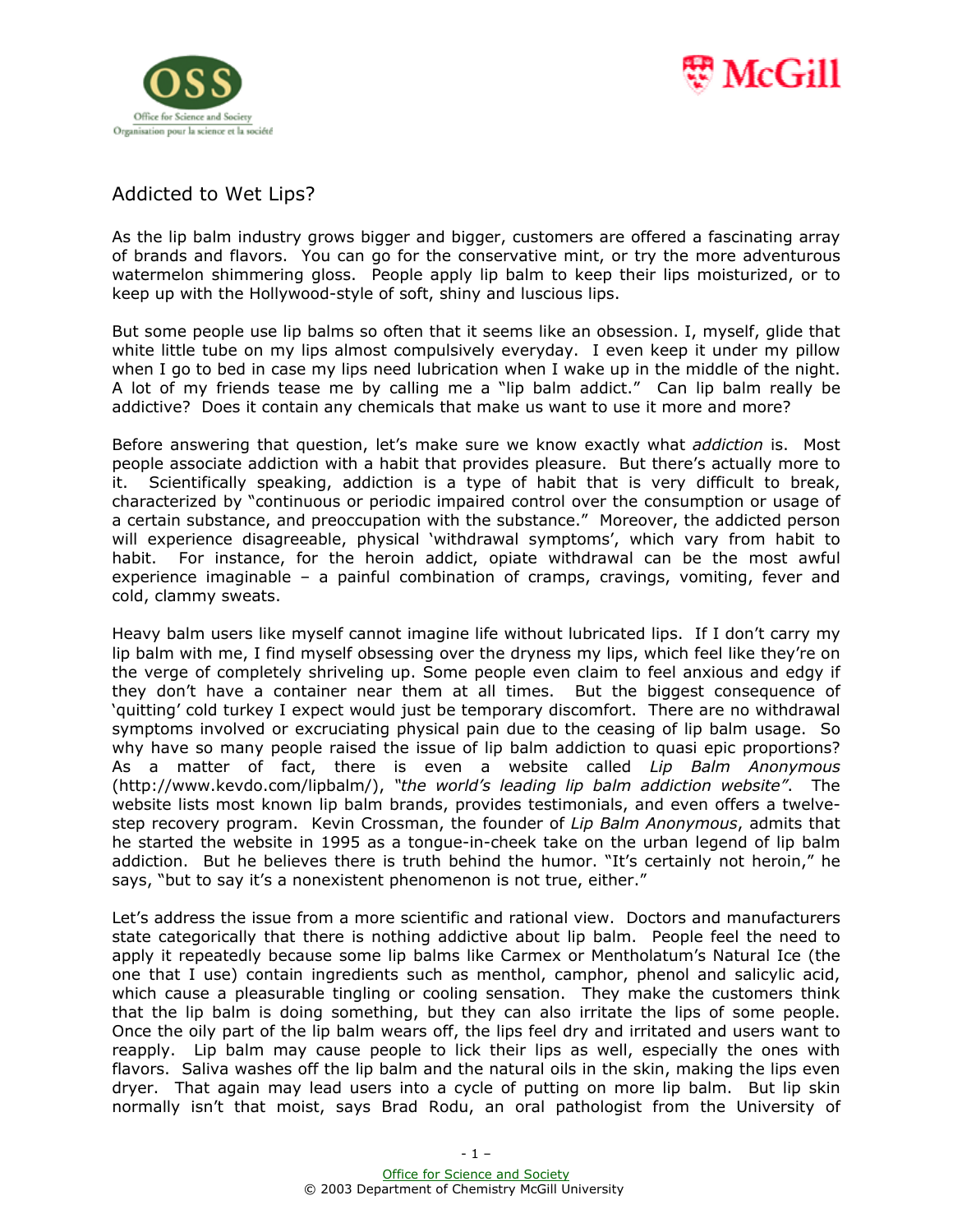# Addicted to Wet Lips?

As the lip balm industry grows bigger and bigger, customers are offered a fascinating array of brands and flavors. You can go for the conservative mint, or try the more adventurous watermelon shimmering gloss. People apply lip balm to keep their lips moisturized, or to keep up with the Hollywood-style of soft, shiny and luscious lips.

But some people use lip balms so often that it seems like an obsession. I, myself, glide that white little tube on my lips almost compulsively everyday. I even keep it under my pillow when I go to bed in case my lips need lubrication when I wake up in the middle of the night. A lot of my friends tease me by calling me a "lip balm addict." Can lip balm really be addictive? Does it contain any chemicals that make us want to use it more and more?

Before answering that question, let's make sure we know exactly what *addiction* is. Most people associate addiction with a habit that provides pleasure. But there's actually more to it. Scientifically speaking, addiction is a type of habit that is very difficult to break, characterized by "continuous or periodic impaired control over the consumption or usage of a certain substance, and preoccupation with the substance." Moreover, the addicted person will experience disagreeable, physical 'withdrawal symptoms', which vary from habit to habit. For instance, for the heroin addict, opiate withdrawal can be the most awful experience imaginable – a painful combination of cramps, cravings, vomiting, fever and cold, clammy sweats.

Heavy balm users like myself cannot imagine life without lubricated lips. If I don't carry my lip balm with me, I find myself obsessing over the dryness my lips, which feel like they're on the verge of completely shriveling up. Some people even claim to feel anxious and edgy if they don't have a container near them at all times. But the biggest consequence of 'quitting' cold turkey I expect would just be temporary discomfort. There are no withdrawal symptoms involved or excruciating physical pain due to the ceasing of lip balm usage. So why have so many people raised the issue of lip balm addiction to quasi epic proportions? As a matter of fact, there is even a website called *Lip Balm Anonymous* (http://www.kevdo.com/lipbalm/), *"the world's leading lip balm addiction website"*. The website lists most known lip balm brands, provides testimonials, and even offers a twelve-step recovery program. Kevin Crossman, the founder of *Lip Balm Anonymous*, admits that he started the website in 1995 as a tongue-in-cheek take on the urban legend of lip balm addiction. But he believes there is truth behind the humor. "It's certainly not heroin," he says, "but to say it's a nonexistent phenomenon is not true, either."

Let's address the issue from a more scientific and rational view. Doctors and manufacturers state categorically that there is nothing addictive about lip balm. People feel the need to apply it repeatedly because some lip balms like Carmex or Mentholatum's Natural Ice (the one that I use) contain ingredients such as menthol, camphor, phenol and salicylic acid, which cause a pleasurable tingling or cooling sensation. They make the customers think that the lip balm is doing something, but they can also irritate the lips of some people. Once the oily part of the lip balm wears off, the lips feel dry and irritated and users want to reapply. Lip balm may cause people to lick their lips as well, especially the ones with flavors. Saliva washes off the lip balm and the natural oils in the skin, making the lips even dryer. That again may lead users into a cycle of putting on more lip balm. But lip skin normally isn't that moist, says Brad Rodu, an oral pathologist from the University of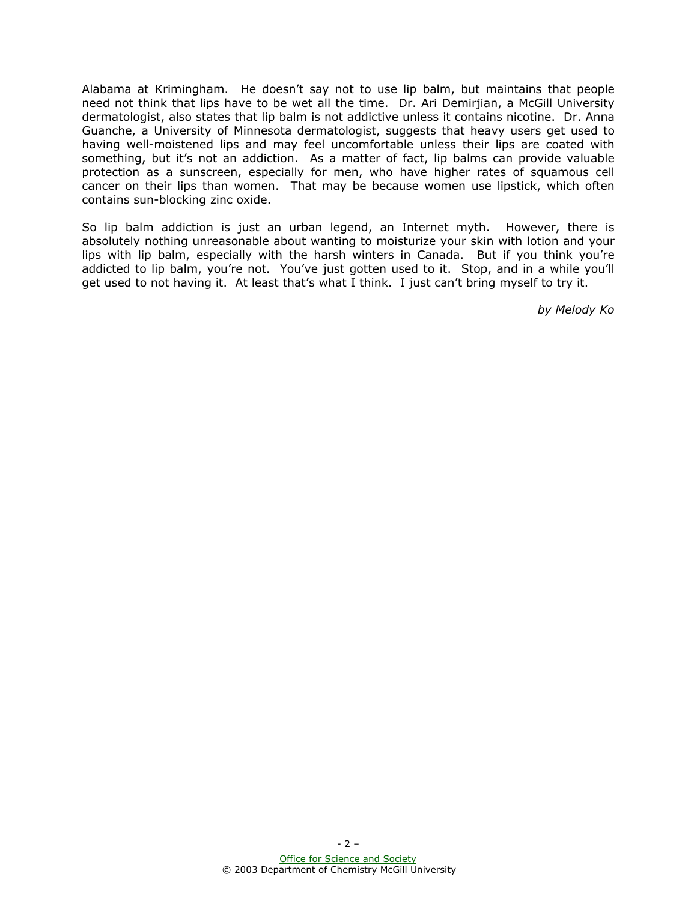Alabama at Krimingham. He doesn't say not to use lip balm, but maintains that people need not think that lips have to be wet all the time. Dr. Ari Demirjian, a McGill University dermatologist, also states that lip balm is not addictive unless it contains nicotine. Dr. Anna Guanche, a University of Minnesota dermatologist, suggests that heavy users get used to having well-moistened lips and may feel uncomfortable unless their lips are coated with something, but it's not an addiction. As a matter of fact, lip balms can provide valuable protection as a sunscreen, especially for men, who have higher rates of squamous cell cancer on their lips than women. That may be because women use lipstick, which often contains sun-blocking zinc oxide.

So lip balm addiction is just an urban legend, an Internet myth. However, there is absolutely nothing unreasonable about wanting to moisturize your skin with lotion and your lips with lip balm, especially with the harsh winters in Canada. But if you think you're addicted to lip balm, you're not. You've just gotten used to it. Stop, and in a while you'll get used to not having it. At least that's what I think. I just can't bring myself to try it.

*by Melody Ko*

Office for Science and Society
© 2003 Department of Chemistry McGill University